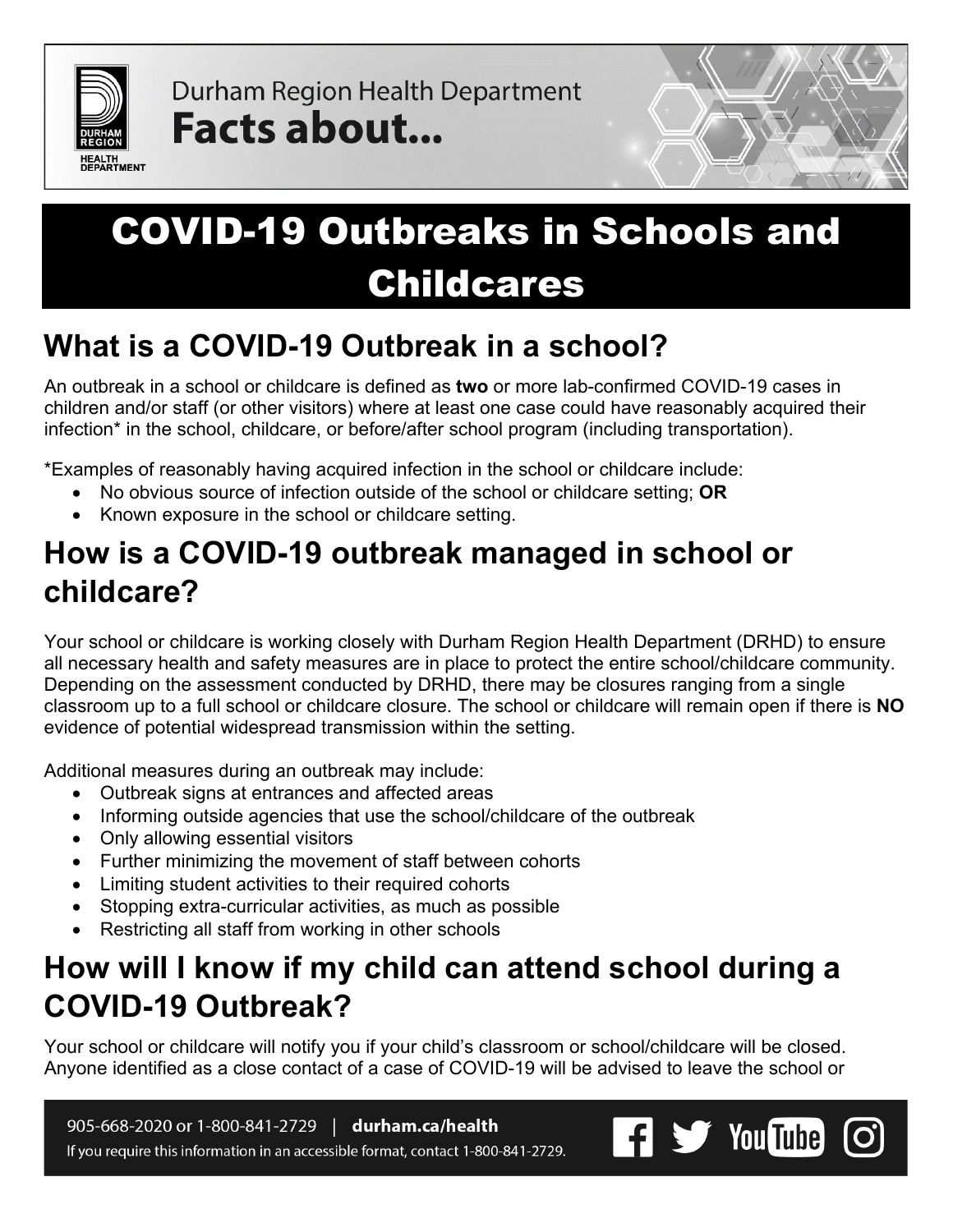Durham Region Health Department
**Facts about...**

# COVID-19 Outbreaks in Schools and Childcares

## What is a COVID-19 Outbreak in a school?

An outbreak in a school or childcare is defined as **two** or more lab-confirmed COVID-19 cases in children and/or staff (or other visitors) where at least one case could have reasonably acquired their infection* in the school, childcare, or before/after school program (including transportation).

*Examples of reasonably having acquired infection in the school or childcare include:

- No obvious source of infection outside of the school or childcare setting; **OR**
- Known exposure in the school or childcare setting.

## How is a COVID-19 outbreak managed in school or childcare?

Your school or childcare is working closely with Durham Region Health Department (DRHD) to ensure all necessary health and safety measures are in place to protect the entire school/childcare community. Depending on the assessment conducted by DRHD, there may be closures ranging from a single classroom up to a full school or childcare closure. The school or childcare will remain open if there is **NO** evidence of potential widespread transmission within the setting.

Additional measures during an outbreak may include:

- Outbreak signs at entrances and affected areas
- Informing outside agencies that use the school/childcare of the outbreak
- Only allowing essential visitors
- Further minimizing the movement of staff between cohorts
- Limiting student activities to their required cohorts
- Stopping extra-curricular activities, as much as possible
- Restricting all staff from working in other schools

## How will I know if my child can attend school during a COVID-19 Outbreak?

Your school or childcare will notify you if your child's classroom or school/childcare will be closed. Anyone identified as a close contact of a case of COVID-19 will be advised to leave the school or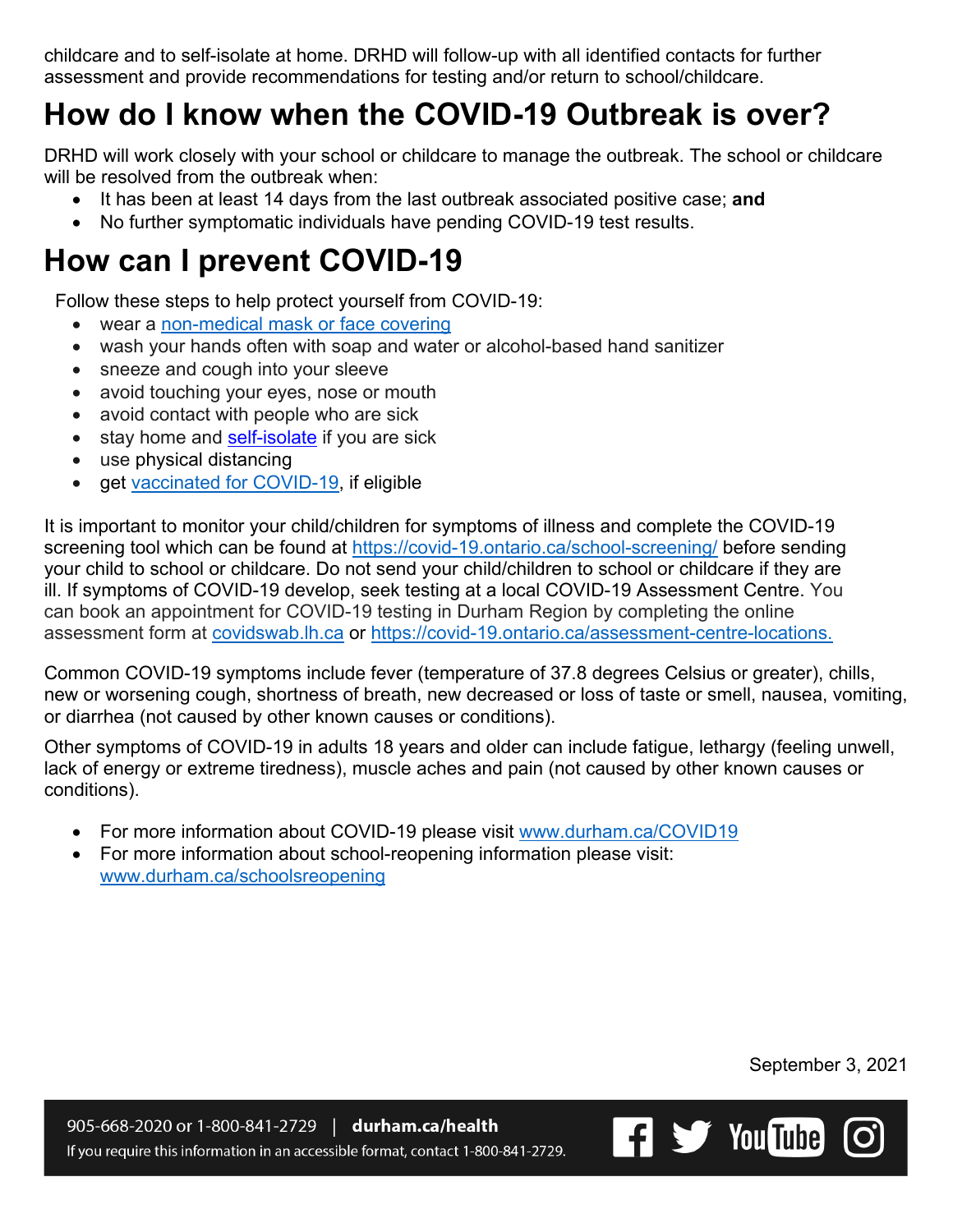childcare and to self-isolate at home. DRHD will follow-up with all identified contacts for further assessment and provide recommendations for testing and/or return to school/childcare.

# How do I know when the COVID-19 Outbreak is over?

DRHD will work closely with your school or childcare to manage the outbreak. The school or childcare will be resolved from the outbreak when:

- It has been at least 14 days from the last outbreak associated positive case; **and**
- No further symptomatic individuals have pending COVID-19 test results.

# How can I prevent COVID-19

Follow these steps to help protect yourself from COVID-19:

- wear a non-medical mask or face covering
- wash your hands often with soap and water or alcohol-based hand sanitizer
- sneeze and cough into your sleeve
- avoid touching your eyes, nose or mouth
- avoid contact with people who are sick
- stay home and self-isolate if you are sick
- use physical distancing
- get vaccinated for COVID-19, if eligible

It is important to monitor your child/children for symptoms of illness and complete the COVID-19 screening tool which can be found at https://covid-19.ontario.ca/school-screening/ before sending your child to school or childcare. Do not send your child/children to school or childcare if they are ill. If symptoms of COVID-19 develop, seek testing at a local COVID-19 Assessment Centre. You can book an appointment for COVID-19 testing in Durham Region by completing the online assessment form at covidswab.lh.ca or https://covid-19.ontario.ca/assessment-centre-locations.

Common COVID-19 symptoms include fever (temperature of 37.8 degrees Celsius or greater), chills, new or worsening cough, shortness of breath, new decreased or loss of taste or smell, nausea, vomiting, or diarrhea (not caused by other known causes or conditions).

Other symptoms of COVID-19 in adults 18 years and older can include fatigue, lethargy (feeling unwell, lack of energy or extreme tiredness), muscle aches and pain (not caused by other known causes or conditions).

- For more information about COVID-19 please visit www.durham.ca/COVID19
- For more information about school-reopening information please visit: www.durham.ca/schoolsreopening

September 3, 2021

905-668-2020 or 1-800-841-2729 | durham.ca/health

If you require this information in an accessible format, contact 1-800-841-2729.